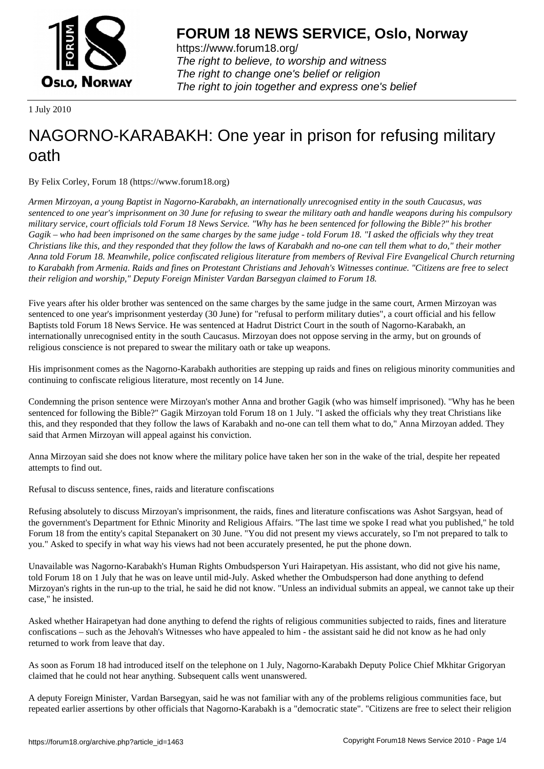# FORUM 18 NEWS SERVICE, Oslo, Norway

https://www.forum18.org/
*The right to believe, to worship and witness*
*The right to change one's belief or religion*
*The right to join together and express one's belief*

1 July 2010

# NAGORNO-KARABAKH: One year in prison for refusing military oath

By Felix Corley, Forum 18 (https://www.forum18.org)

*Armen Mirzoyan, a young Baptist in Nagorno-Karabakh, an internationally unrecognised entity in the south Caucasus, was sentenced to one year's imprisonment on 30 June for refusing to swear the military oath and handle weapons during his compulsory military service, court officials told Forum 18 News Service. "Why has he been sentenced for following the Bible?" his brother Gagik – who had been imprisoned on the same charges by the same judge - told Forum 18. "I asked the officials why they treat Christians like this, and they responded that they follow the laws of Karabakh and no-one can tell them what to do," their mother Anna told Forum 18. Meanwhile, police confiscated religious literature from members of Revival Fire Evangelical Church returning to Karabakh from Armenia. Raids and fines on Protestant Christians and Jehovah's Witnesses continue. "Citizens are free to select their religion and worship," Deputy Foreign Minister Vardan Barsegyan claimed to Forum 18.*

Five years after his older brother was sentenced on the same charges by the same judge in the same court, Armen Mirzoyan was sentenced to one year's imprisonment yesterday (30 June) for "refusal to perform military duties", a court official and his fellow Baptists told Forum 18 News Service. He was sentenced at Hadrut District Court in the south of Nagorno-Karabakh, an internationally unrecognised entity in the south Caucasus. Mirzoyan does not oppose serving in the army, but on grounds of religious conscience is not prepared to swear the military oath or take up weapons.

His imprisonment comes as the Nagorno-Karabakh authorities are stepping up raids and fines on religious minority communities and continuing to confiscate religious literature, most recently on 14 June.

Condemning the prison sentence were Mirzoyan's mother Anna and brother Gagik (who was himself imprisoned). "Why has he been sentenced for following the Bible?" Gagik Mirzoyan told Forum 18 on 1 July. "I asked the officials why they treat Christians like this, and they responded that they follow the laws of Karabakh and no-one can tell them what to do," Anna Mirzoyan added. They said that Armen Mirzoyan will appeal against his conviction.

Anna Mirzoyan said she does not know where the military police have taken her son in the wake of the trial, despite her repeated attempts to find out.

Refusal to discuss sentence, fines, raids and literature confiscations

Refusing absolutely to discuss Mirzoyan's imprisonment, the raids, fines and literature confiscations was Ashot Sargsyan, head of the government's Department for Ethnic Minority and Religious Affairs. "The last time we spoke I read what you published," he told Forum 18 from the entity's capital Stepanakert on 30 June. "You did not present my views accurately, so I'm not prepared to talk to you." Asked to specify in what way his views had not been accurately presented, he put the phone down.

Unavailable was Nagorno-Karabakh's Human Rights Ombudsperson Yuri Hairapetyan. His assistant, who did not give his name, told Forum 18 on 1 July that he was on leave until mid-July. Asked whether the Ombudsperson had done anything to defend Mirzoyan's rights in the run-up to the trial, he said he did not know. "Unless an individual submits an appeal, we cannot take up their case," he insisted.

Asked whether Hairapetyan had done anything to defend the rights of religious communities subjected to raids, fines and literature confiscations – such as the Jehovah's Witnesses who have appealed to him - the assistant said he did not know as he had only returned to work from leave that day.

As soon as Forum 18 had introduced itself on the telephone on 1 July, Nagorno-Karabakh Deputy Police Chief Mkhitar Grigoryan claimed that he could not hear anything. Subsequent calls went unanswered.

A deputy Foreign Minister, Vardan Barsegyan, said he was not familiar with any of the problems religious communities face, but repeated earlier assertions by other officials that Nagorno-Karabakh is a "democratic state". "Citizens are free to select their religion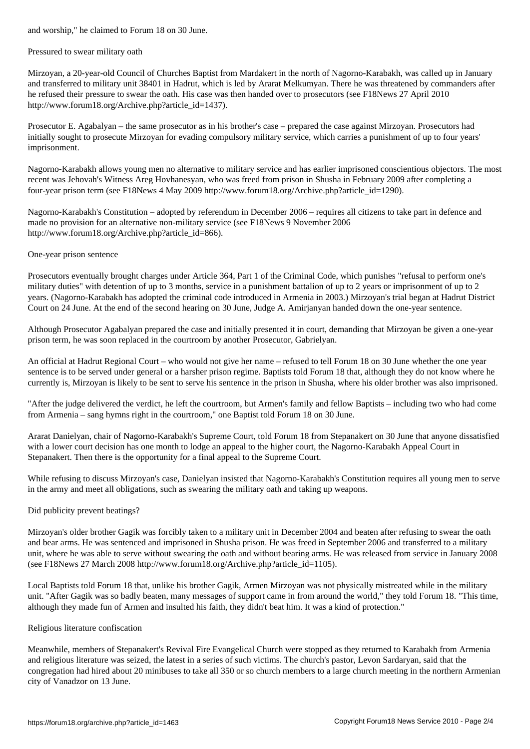and worship," he claimed to Forum 18 on 30 June.

## Pressured to swear military oath

Mirzoyan, a 20-year-old Council of Churches Baptist from Mardakert in the north of Nagorno-Karabakh, was called up in January and transferred to military unit 38401 in Hadrut, which is led by Ararat Melkumyan. There he was threatened by commanders after he refused their pressure to swear the oath. His case was then handed over to prosecutors (see F18News 27 April 2010 http://www.forum18.org/Archive.php?article_id=1437).

Prosecutor E. Agabalyan – the same prosecutor as in his brother's case – prepared the case against Mirzoyan. Prosecutors had initially sought to prosecute Mirzoyan for evading compulsory military service, which carries a punishment of up to four years' imprisonment.

Nagorno-Karabakh allows young men no alternative to military service and has earlier imprisoned conscientious objectors. The most recent was Jehovah's Witness Areg Hovhanesyan, who was freed from prison in Shusha in February 2009 after completing a four-year prison term (see F18News 4 May 2009 http://www.forum18.org/Archive.php?article_id=1290).

Nagorno-Karabakh's Constitution – adopted by referendum in December 2006 – requires all citizens to take part in defence and made no provision for an alternative non-military service (see F18News 9 November 2006 http://www.forum18.org/Archive.php?article_id=866).

## One-year prison sentence

Prosecutors eventually brought charges under Article 364, Part 1 of the Criminal Code, which punishes "refusal to perform one's military duties" with detention of up to 3 months, service in a punishment battalion of up to 2 years or imprisonment of up to 2 years. (Nagorno-Karabakh has adopted the criminal code introduced in Armenia in 2003.) Mirzoyan's trial began at Hadrut District Court on 24 June. At the end of the second hearing on 30 June, Judge A. Amirjanyan handed down the one-year sentence.

Although Prosecutor Agabalyan prepared the case and initially presented it in court, demanding that Mirzoyan be given a one-year prison term, he was soon replaced in the courtroom by another Prosecutor, Gabrielyan.

An official at Hadrut Regional Court – who would not give her name – refused to tell Forum 18 on 30 June whether the one year sentence is to be served under general or a harsher prison regime. Baptists told Forum 18 that, although they do not know where he currently is, Mirzoyan is likely to be sent to serve his sentence in the prison in Shusha, where his older brother was also imprisoned.

"After the judge delivered the verdict, he left the courtroom, but Armen's family and fellow Baptists – including two who had come from Armenia – sang hymns right in the courtroom," one Baptist told Forum 18 on 30 June.

Ararat Danielyan, chair of Nagorno-Karabakh's Supreme Court, told Forum 18 from Stepanakert on 30 June that anyone dissatisfied with a lower court decision has one month to lodge an appeal to the higher court, the Nagorno-Karabakh Appeal Court in Stepanakert. Then there is the opportunity for a final appeal to the Supreme Court.

While refusing to discuss Mirzoyan's case, Danielyan insisted that Nagorno-Karabakh's Constitution requires all young men to serve in the army and meet all obligations, such as swearing the military oath and taking up weapons.

## Did publicity prevent beatings?

Mirzoyan's older brother Gagik was forcibly taken to a military unit in December 2004 and beaten after refusing to swear the oath and bear arms. He was sentenced and imprisoned in Shusha prison. He was freed in September 2006 and transferred to a military unit, where he was able to serve without swearing the oath and without bearing arms. He was released from service in January 2008 (see F18News 27 March 2008 http://www.forum18.org/Archive.php?article_id=1105).

Local Baptists told Forum 18 that, unlike his brother Gagik, Armen Mirzoyan was not physically mistreated while in the military unit. "After Gagik was so badly beaten, many messages of support came in from around the world," they told Forum 18. "This time, although they made fun of Armen and insulted his faith, they didn't beat him. It was a kind of protection."

## Religious literature confiscation

Meanwhile, members of Stepanakert's Revival Fire Evangelical Church were stopped as they returned to Karabakh from Armenia and religious literature was seized, the latest in a series of such victims. The church's pastor, Levon Sardaryan, said that the congregation had hired about 20 minibuses to take all 350 or so church members to a large church meeting in the northern Armenian city of Vanadzor on 13 June.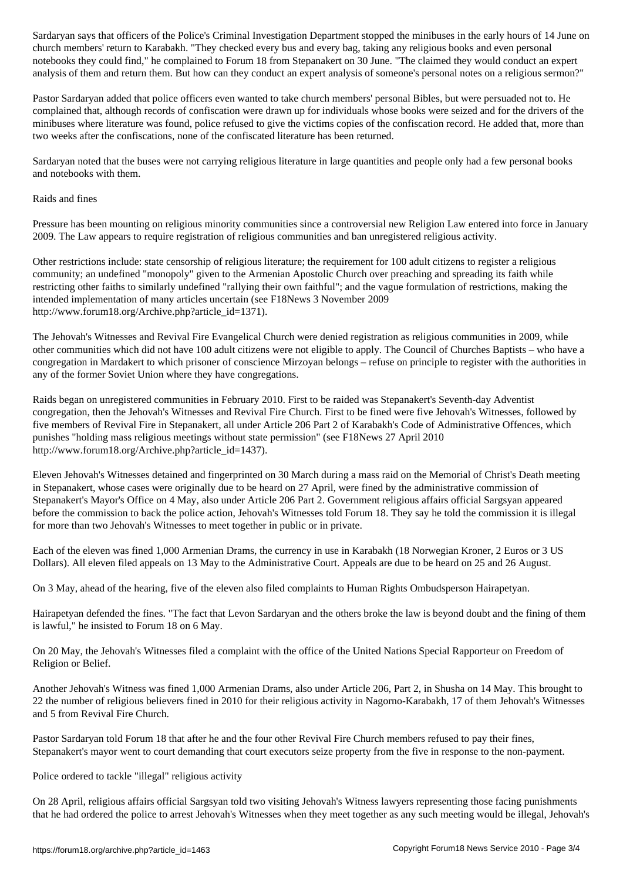Sardaryan says that officers of the Police's Criminal Investigation Department stopped the minibuses in the early hours of 14 June on church members' return to Karabakh. "They checked every bus and every bag, taking any religious books and even personal notebooks they could find," he complained to Forum 18 from Stepanakert on 30 June. "The claimed they would conduct an expert analysis of them and return them. But how can they conduct an expert analysis of someone's personal notes on a religious sermon?"

Pastor Sardaryan added that police officers even wanted to take church members' personal Bibles, but were persuaded not to. He complained that, although records of confiscation were drawn up for individuals whose books were seized and for the drivers of the minibuses where literature was found, police refused to give the victims copies of the confiscation record. He added that, more than two weeks after the confiscations, none of the confiscated literature has been returned.

Sardaryan noted that the buses were not carrying religious literature in large quantities and people only had a few personal books and notebooks with them.

## Raids and fines

Pressure has been mounting on religious minority communities since a controversial new Religion Law entered into force in January 2009. The Law appears to require registration of religious communities and ban unregistered religious activity.

Other restrictions include: state censorship of religious literature; the requirement for 100 adult citizens to register a religious community; an undefined "monopoly" given to the Armenian Apostolic Church over preaching and spreading its faith while restricting other faiths to similarly undefined "rallying their own faithful"; and the vague formulation of restrictions, making the intended implementation of many articles uncertain (see F18News 3 November 2009 http://www.forum18.org/Archive.php?article_id=1371).

The Jehovah's Witnesses and Revival Fire Evangelical Church were denied registration as religious communities in 2009, while other communities which did not have 100 adult citizens were not eligible to apply. The Council of Churches Baptists – who have a congregation in Mardakert to which prisoner of conscience Mirzoyan belongs – refuse on principle to register with the authorities in any of the former Soviet Union where they have congregations.

Raids began on unregistered communities in February 2010. First to be raided was Stepanakert's Seventh-day Adventist congregation, then the Jehovah's Witnesses and Revival Fire Church. First to be fined were five Jehovah's Witnesses, followed by five members of Revival Fire in Stepanakert, all under Article 206 Part 2 of Karabakh's Code of Administrative Offences, which punishes "holding mass religious meetings without state permission" (see F18News 27 April 2010 http://www.forum18.org/Archive.php?article_id=1437).

Eleven Jehovah's Witnesses detained and fingerprinted on 30 March during a mass raid on the Memorial of Christ's Death meeting in Stepanakert, whose cases were originally due to be heard on 27 April, were fined by the administrative commission of Stepanakert's Mayor's Office on 4 May, also under Article 206 Part 2. Government religious affairs official Sargsyan appeared before the commission to back the police action, Jehovah's Witnesses told Forum 18. They say he told the commission it is illegal for more than two Jehovah's Witnesses to meet together in public or in private.

Each of the eleven was fined 1,000 Armenian Drams, the currency in use in Karabakh (18 Norwegian Kroner, 2 Euros or 3 US Dollars). All eleven filed appeals on 13 May to the Administrative Court. Appeals are due to be heard on 25 and 26 August.

On 3 May, ahead of the hearing, five of the eleven also filed complaints to Human Rights Ombudsperson Hairapetyan.

Hairapetyan defended the fines. "The fact that Levon Sardaryan and the others broke the law is beyond doubt and the fining of them is lawful," he insisted to Forum 18 on 6 May.

On 20 May, the Jehovah's Witnesses filed a complaint with the office of the United Nations Special Rapporteur on Freedom of Religion or Belief.

Another Jehovah's Witness was fined 1,000 Armenian Drams, also under Article 206, Part 2, in Shusha on 14 May. This brought to 22 the number of religious believers fined in 2010 for their religious activity in Nagorno-Karabakh, 17 of them Jehovah's Witnesses and 5 from Revival Fire Church.

Pastor Sardaryan told Forum 18 that after he and the four other Revival Fire Church members refused to pay their fines, Stepanakert's mayor went to court demanding that court executors seize property from the five in response to the non-payment.

## Police ordered to tackle "illegal" religious activity

On 28 April, religious affairs official Sargsyan told two visiting Jehovah's Witness lawyers representing those facing punishments that he had ordered the police to arrest Jehovah's Witnesses when they meet together as any such meeting would be illegal, Jehovah's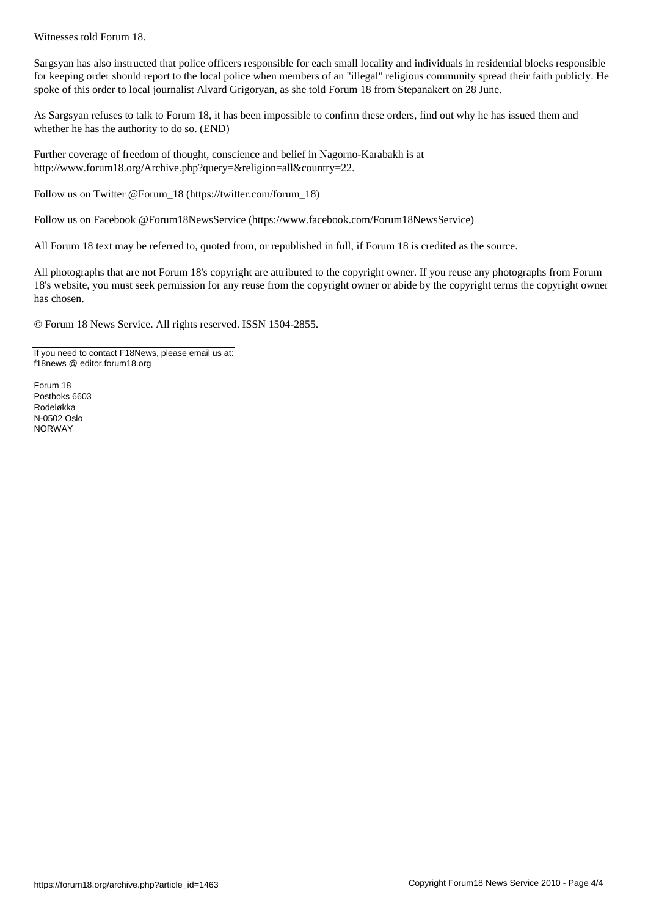Witnesses told Forum 18.

Sargsyan has also instructed that police officers responsible for each small locality and individuals in residential blocks responsible for keeping order should report to the local police when members of an "illegal" religious community spread their faith publicly. He spoke of this order to local journalist Alvard Grigoryan, as she told Forum 18 from Stepanakert on 28 June.

As Sargsyan refuses to talk to Forum 18, it has been impossible to confirm these orders, find out why he has issued them and whether he has the authority to do so. (END)

Further coverage of freedom of thought, conscience and belief in Nagorno-Karabakh is at http://www.forum18.org/Archive.php?query=&religion=all&country=22.

Follow us on Twitter @Forum_18 (https://twitter.com/forum_18)

Follow us on Facebook @Forum18NewsService (https://www.facebook.com/Forum18NewsService)

All Forum 18 text may be referred to, quoted from, or republished in full, if Forum 18 is credited as the source.

All photographs that are not Forum 18's copyright are attributed to the copyright owner. If you reuse any photographs from Forum 18's website, you must seek permission for any reuse from the copyright owner or abide by the copyright terms the copyright owner has chosen.

© Forum 18 News Service. All rights reserved. ISSN 1504-2855.

If you need to contact F18News, please email us at:
f18news @ editor.forum18.org

Forum 18
Postboks 6603
Rodeløkka
N-0502 Oslo
NORWAY